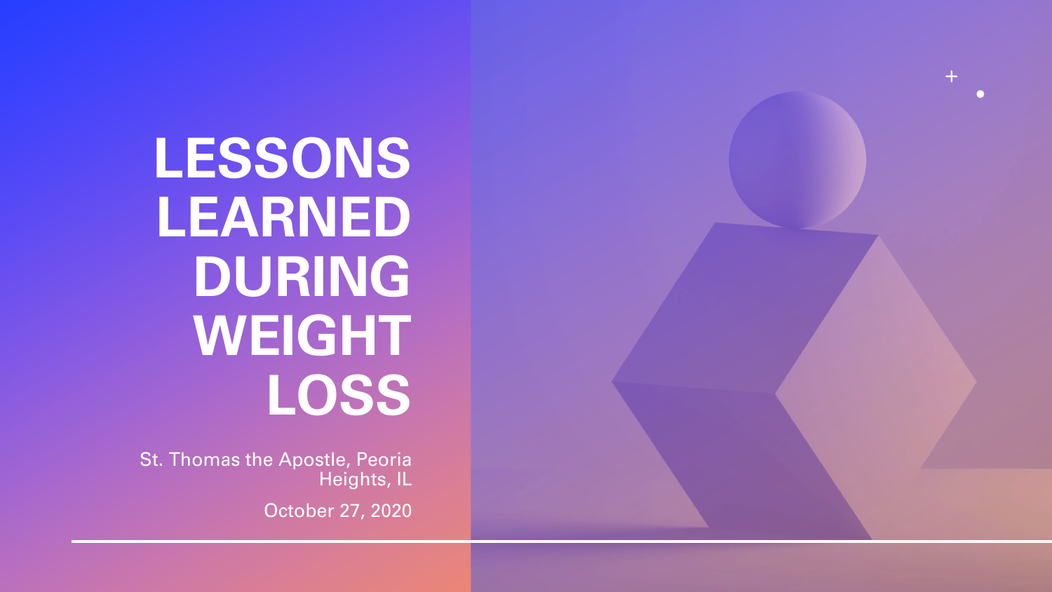# LESSONS LEARNED DURING WEIGHT LOSS

St. Thomas the Apostle, Peoria Heights, IL

October 27, 2020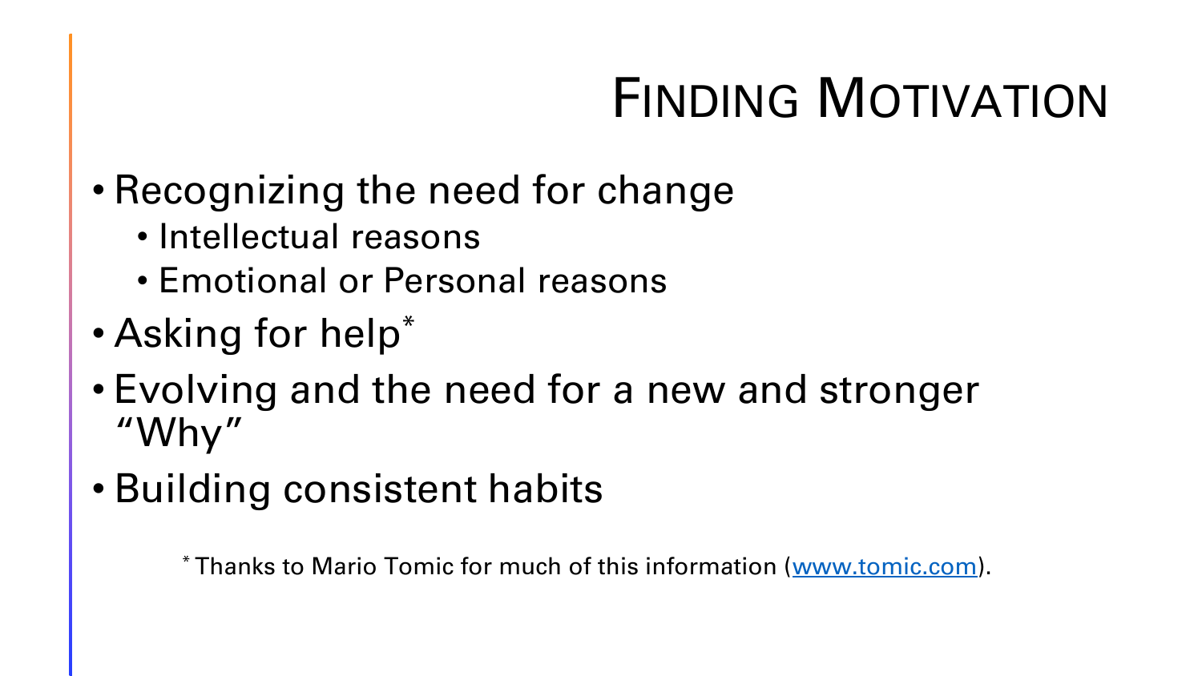# Finding Motivation

- Recognizing the need for change
  - Intellectual reasons
  - Emotional or Personal reasons
- Asking for help*
- Evolving and the need for a new and stronger "Why"
- Building consistent habits

* Thanks to Mario Tomic for much of this information ([www.tomic.com](http://www.tomic.com)).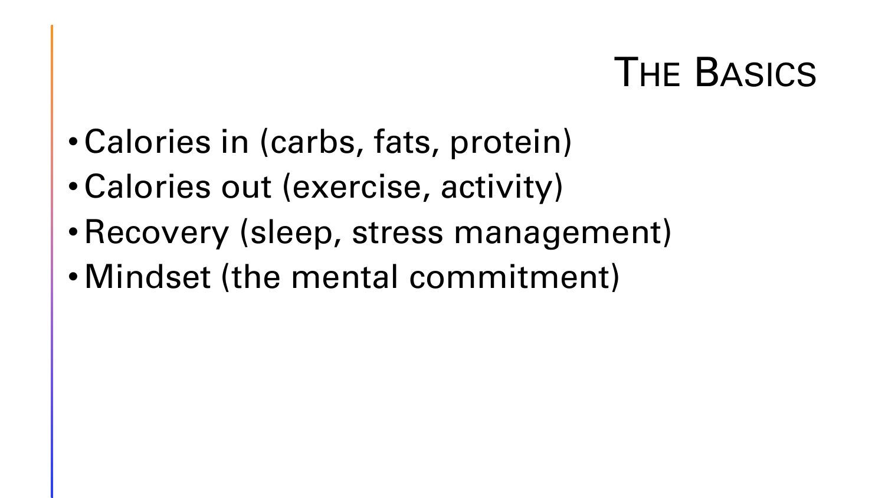# The Basics

- Calories in (carbs, fats, protein)
- Calories out (exercise, activity)
- Recovery (sleep, stress management)
- Mindset (the mental commitment)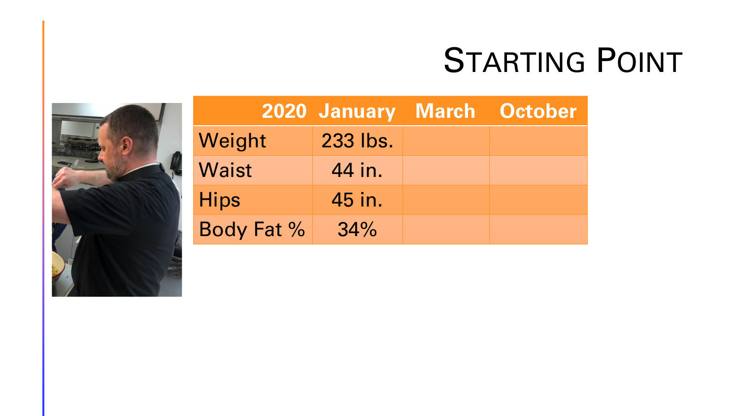# Starting Point

| 2020 | January | March | October |
| --- | --- | --- | --- |
| Weight | 233 lbs. | | |
| Waist | 44 in. | | |
| Hips | 45 in. | | |
| Body Fat % | 34% | | |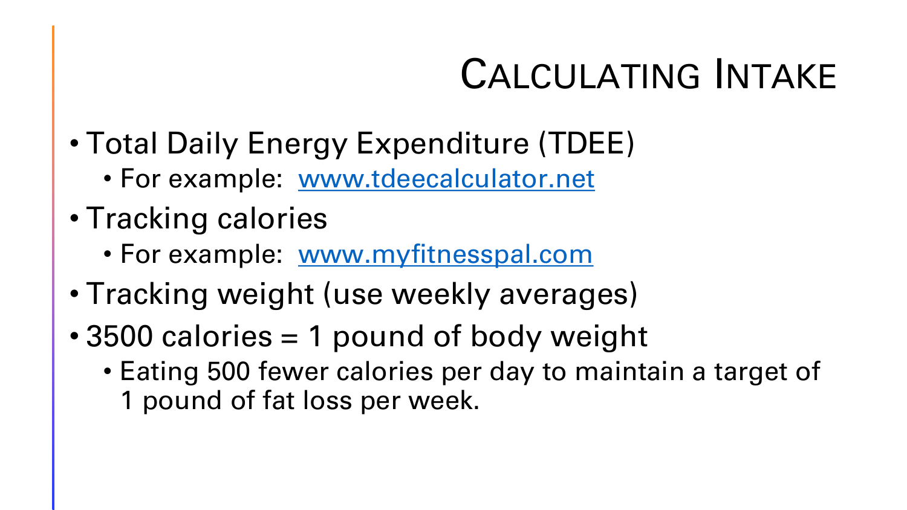# Calculating Intake

- Total Daily Energy Expenditure (TDEE)
  - For example: [www.tdeecalculator.net](http://www.tdeecalculator.net)
- Tracking calories
  - For example: [www.myfitnesspal.com](http://www.myfitnesspal.com)
- Tracking weight (use weekly averages)
- 3500 calories = 1 pound of body weight
  - Eating 500 fewer calories per day to maintain a target of 1 pound of fat loss per week.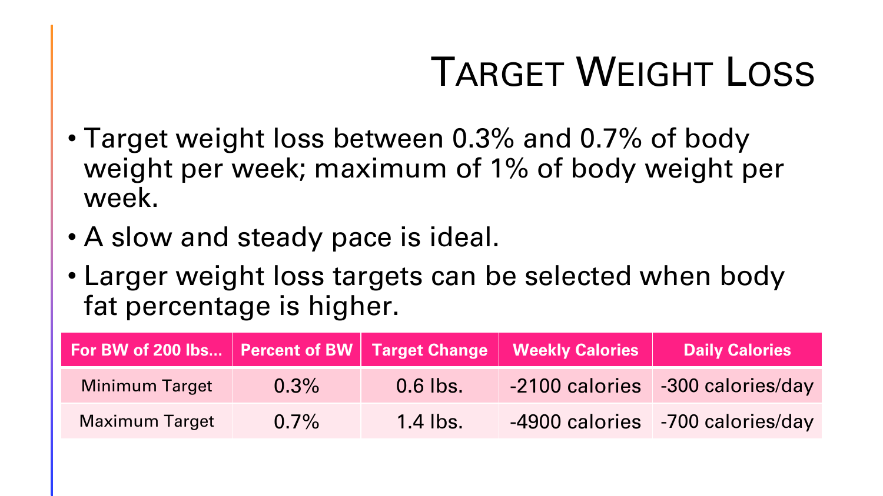# Target Weight Loss

- Target weight loss between 0.3% and 0.7% of body weight per week; maximum of 1% of body weight per week.
- A slow and steady pace is ideal.
- Larger weight loss targets can be selected when body fat percentage is higher.

| For BW of 200 lbs... | Percent of BW | Target Change | Weekly Calories | Daily Calories |
|---|---|---|---|---|
| Minimum Target | 0.3% | 0.6 lbs. | -2100 calories | -300 calories/day |
| Maximum Target | 0.7% | 1.4 lbs. | -4900 calories | -700 calories/day |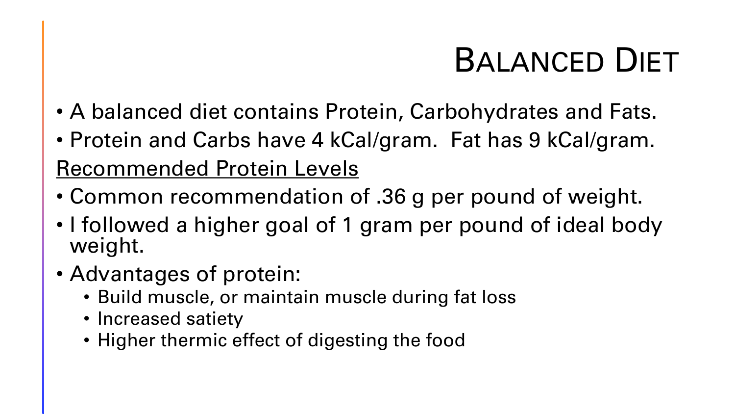# Balanced Diet

- A balanced diet contains Protein, Carbohydrates and Fats.
- Protein and Carbs have 4 kCal/gram. Fat has 9 kCal/gram.

<u>Recommended Protein Levels</u>

- Common recommendation of .36 g per pound of weight.
- I followed a higher goal of 1 gram per pound of ideal body weight.
- Advantages of protein:
  - Build muscle, or maintain muscle during fat loss
  - Increased satiety
  - Higher thermic effect of digesting the food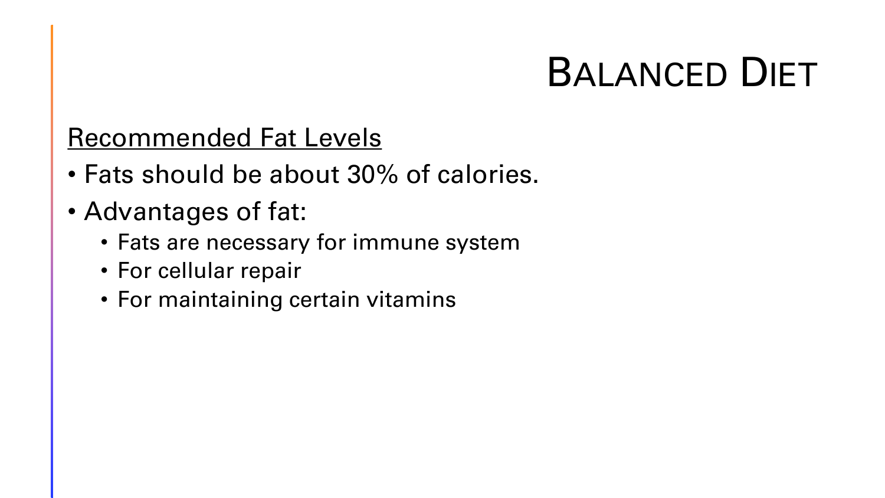# Balanced Diet

<u>Recommended Fat Levels</u>

- Fats should be about 30% of calories.
- Advantages of fat:
  - Fats are necessary for immune system
  - For cellular repair
  - For maintaining certain vitamins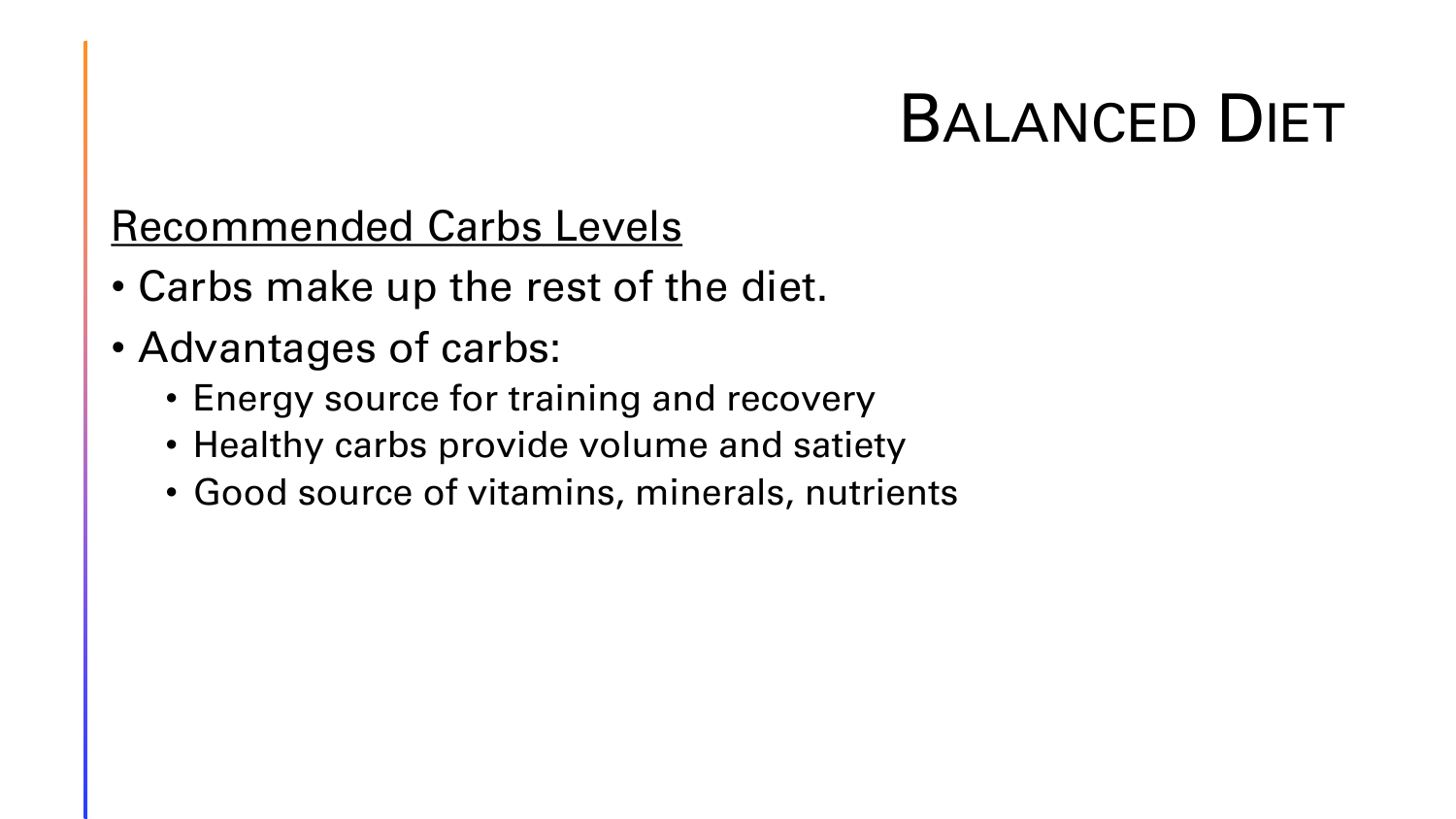# Balanced Diet

<u>Recommended Carbs Levels</u>

- Carbs make up the rest of the diet.
- Advantages of carbs:
  - Energy source for training and recovery
  - Healthy carbs provide volume and satiety
  - Good source of vitamins, minerals, nutrients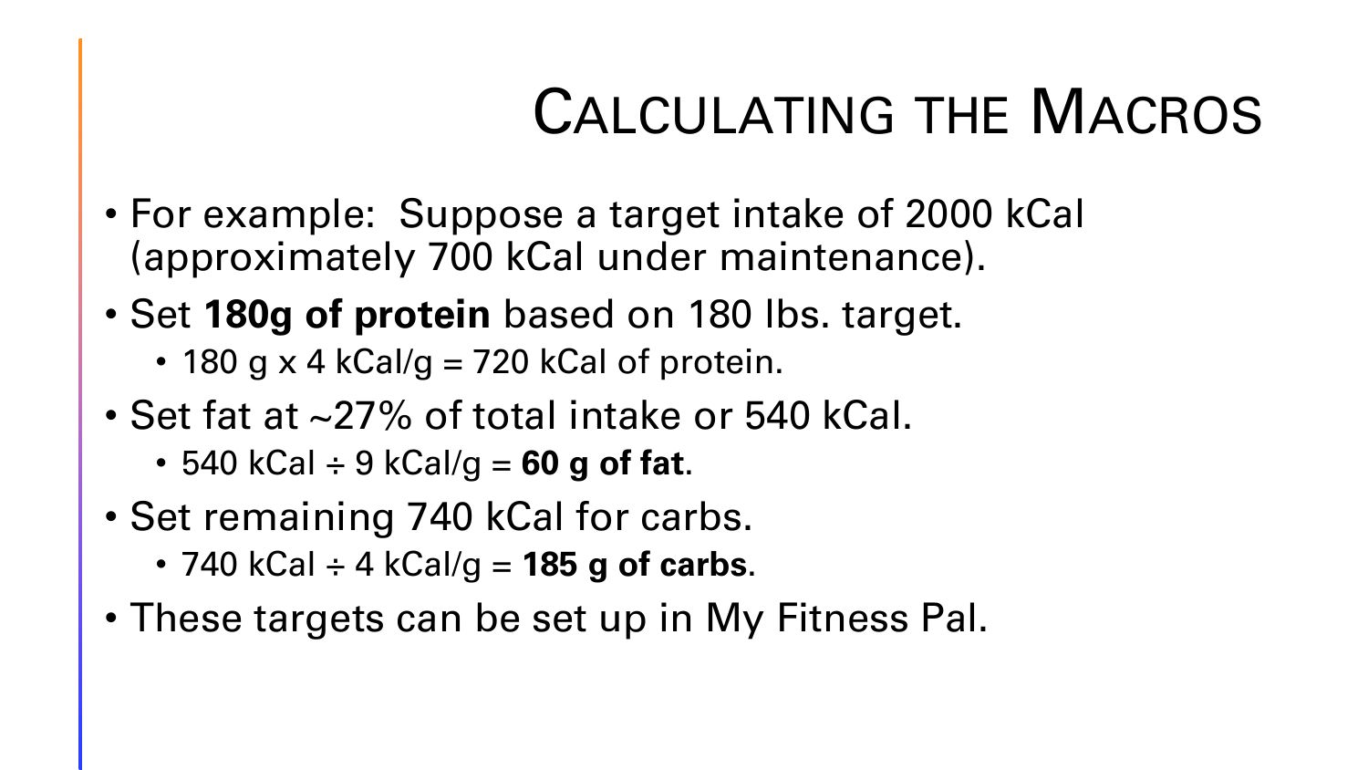# Calculating the Macros

- For example: Suppose a target intake of 2000 kCal (approximately 700 kCal under maintenance).
- Set **180g of protein** based on 180 lbs. target.
  - 180 g x 4 kCal/g = 720 kCal of protein.
- Set fat at ~27% of total intake or 540 kCal.
  - 540 kCal ÷ 9 kCal/g = **60 g of fat**.
- Set remaining 740 kCal for carbs.
  - 740 kCal ÷ 4 kCal/g = **185 g of carbs**.
- These targets can be set up in My Fitness Pal.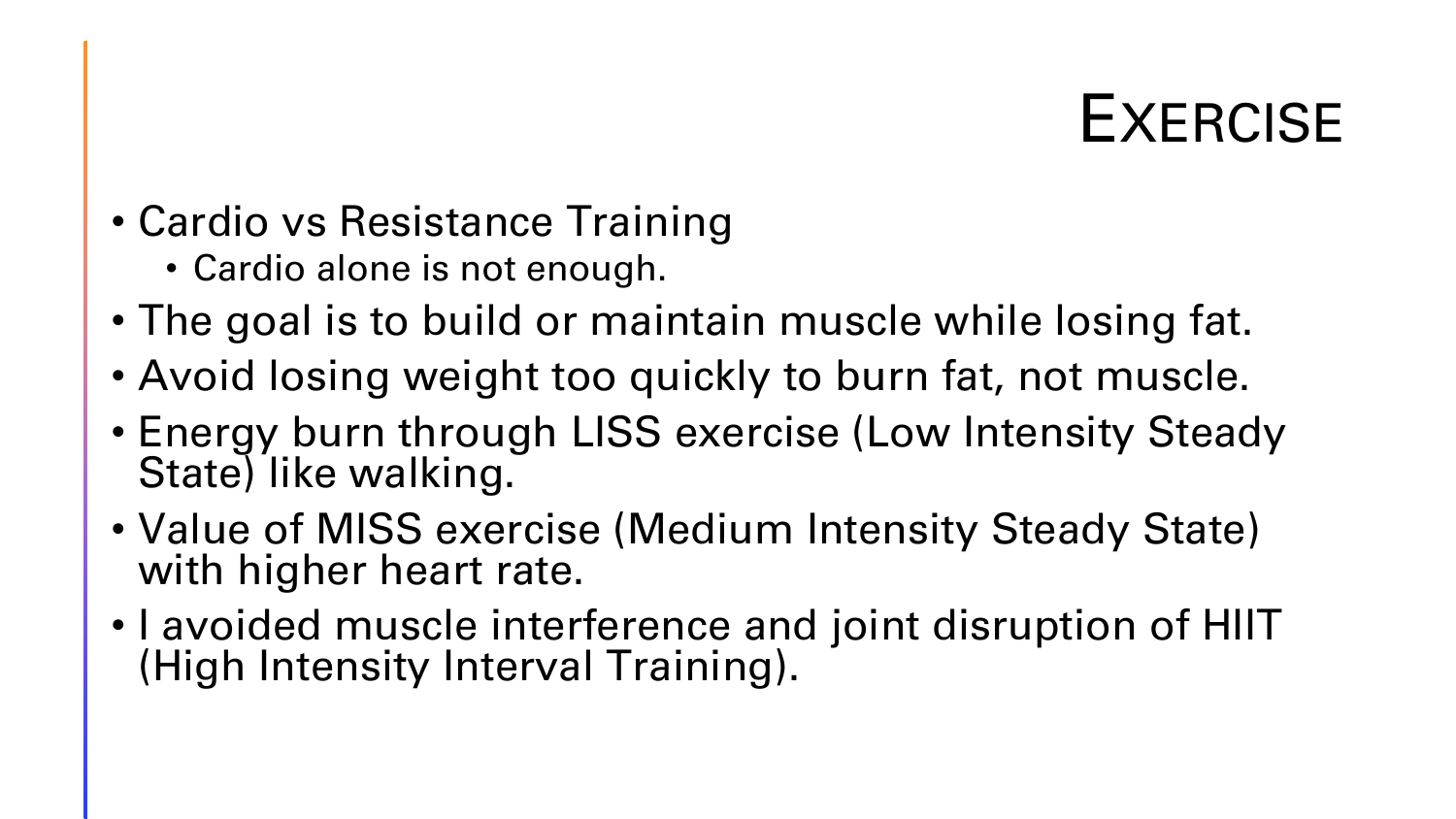# Exercise

- Cardio vs Resistance Training
  - Cardio alone is not enough.
- The goal is to build or maintain muscle while losing fat.
- Avoid losing weight too quickly to burn fat, not muscle.
- Energy burn through LISS exercise (Low Intensity Steady State) like walking.
- Value of MISS exercise (Medium Intensity Steady State) with higher heart rate.
- I avoided muscle interference and joint disruption of HIIT (High Intensity Interval Training).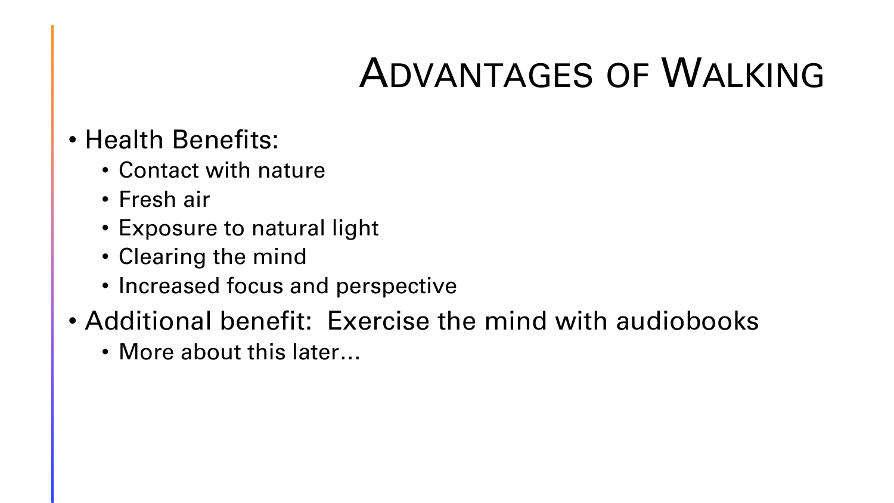# Advantages of Walking

- Health Benefits:
  - Contact with nature
  - Fresh air
  - Exposure to natural light
  - Clearing the mind
  - Increased focus and perspective
- Additional benefit:  Exercise the mind with audiobooks
  - More about this later…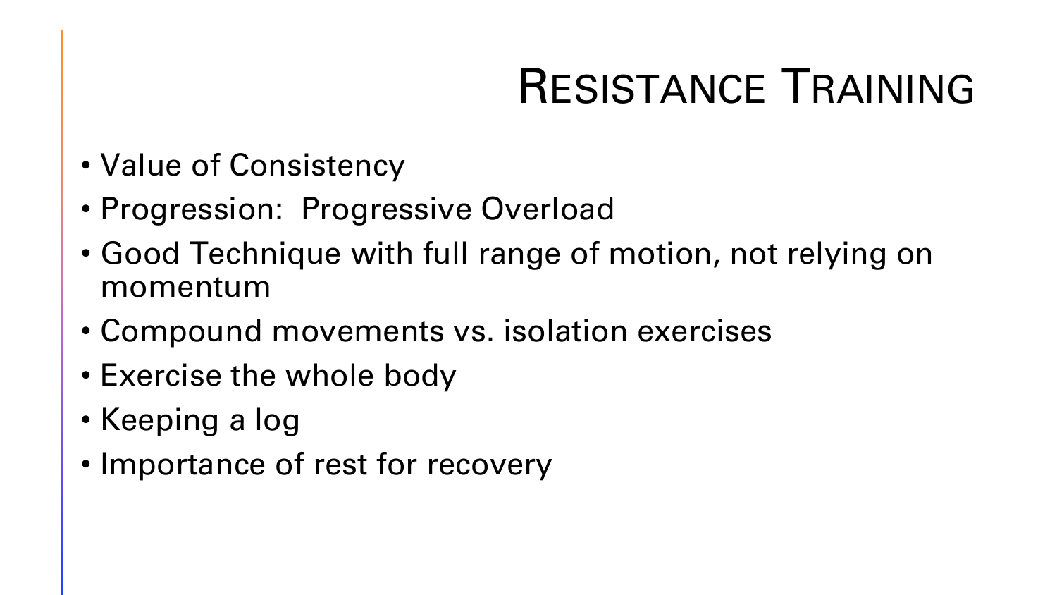# Resistance Training

- Value of Consistency
- Progression:  Progressive Overload
- Good Technique with full range of motion, not relying on momentum
- Compound movements vs. isolation exercises
- Exercise the whole body
- Keeping a log
- Importance of rest for recovery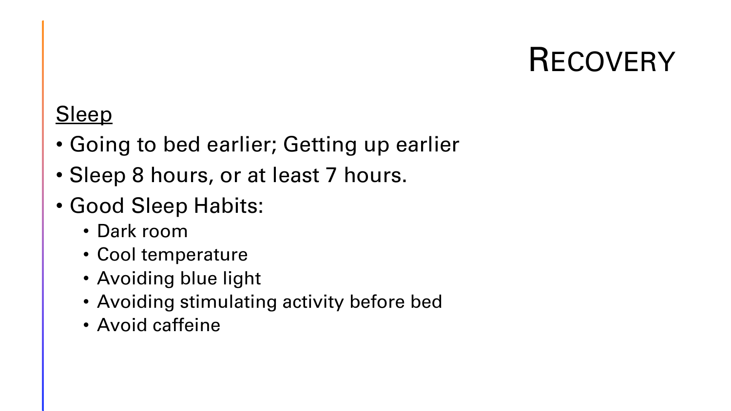# Recovery

<u>Sleep</u>

- Going to bed earlier; Getting up earlier
- Sleep 8 hours, or at least 7 hours.
- Good Sleep Habits:
  - Dark room
  - Cool temperature
  - Avoiding blue light
  - Avoiding stimulating activity before bed
  - Avoid caffeine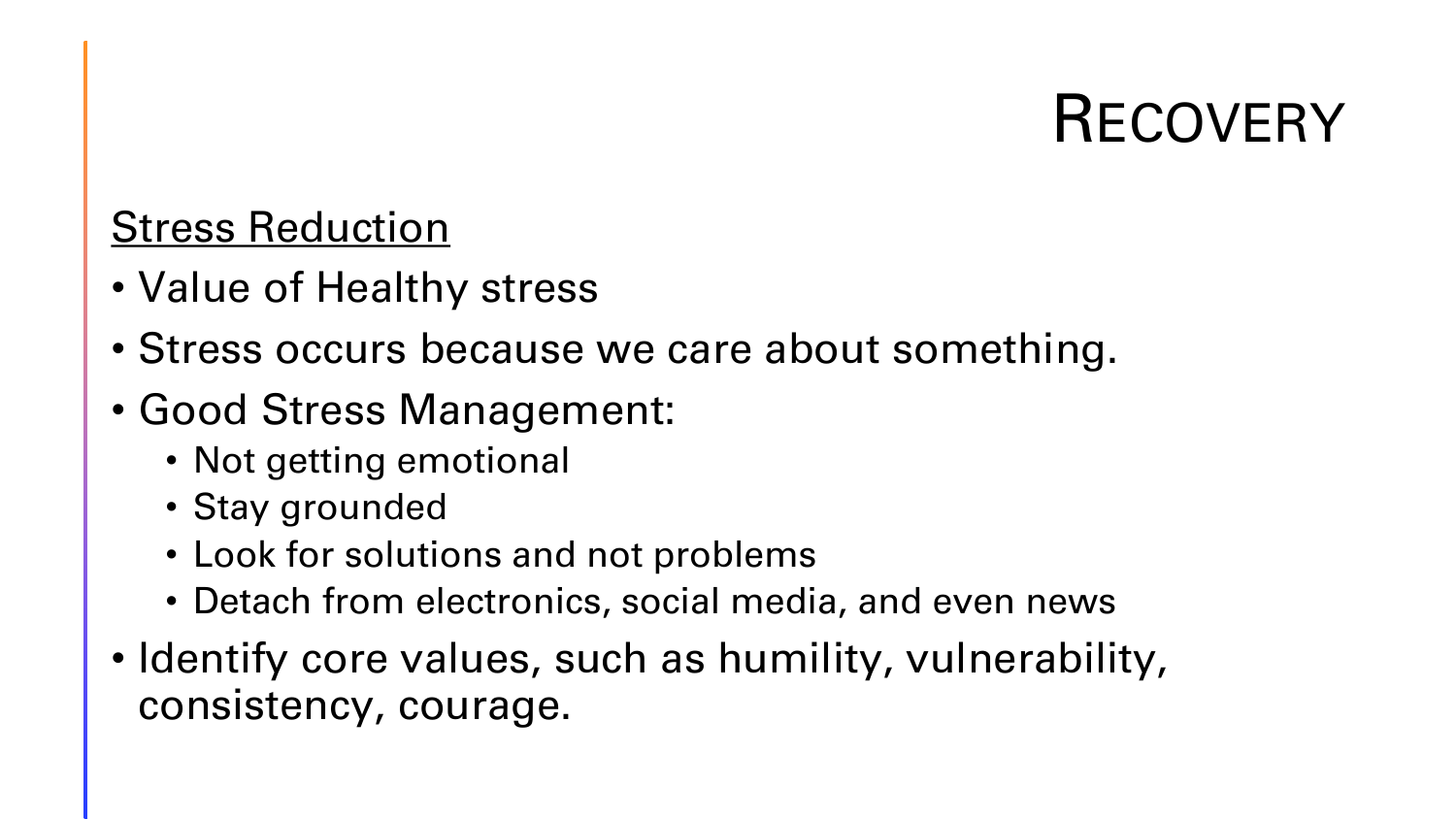# Recovery

<u>Stress Reduction</u>

- Value of Healthy stress
- Stress occurs because we care about something.
- Good Stress Management:
  - Not getting emotional
  - Stay grounded
  - Look for solutions and not problems
  - Detach from electronics, social media, and even news
- Identify core values, such as humility, vulnerability, consistency, courage.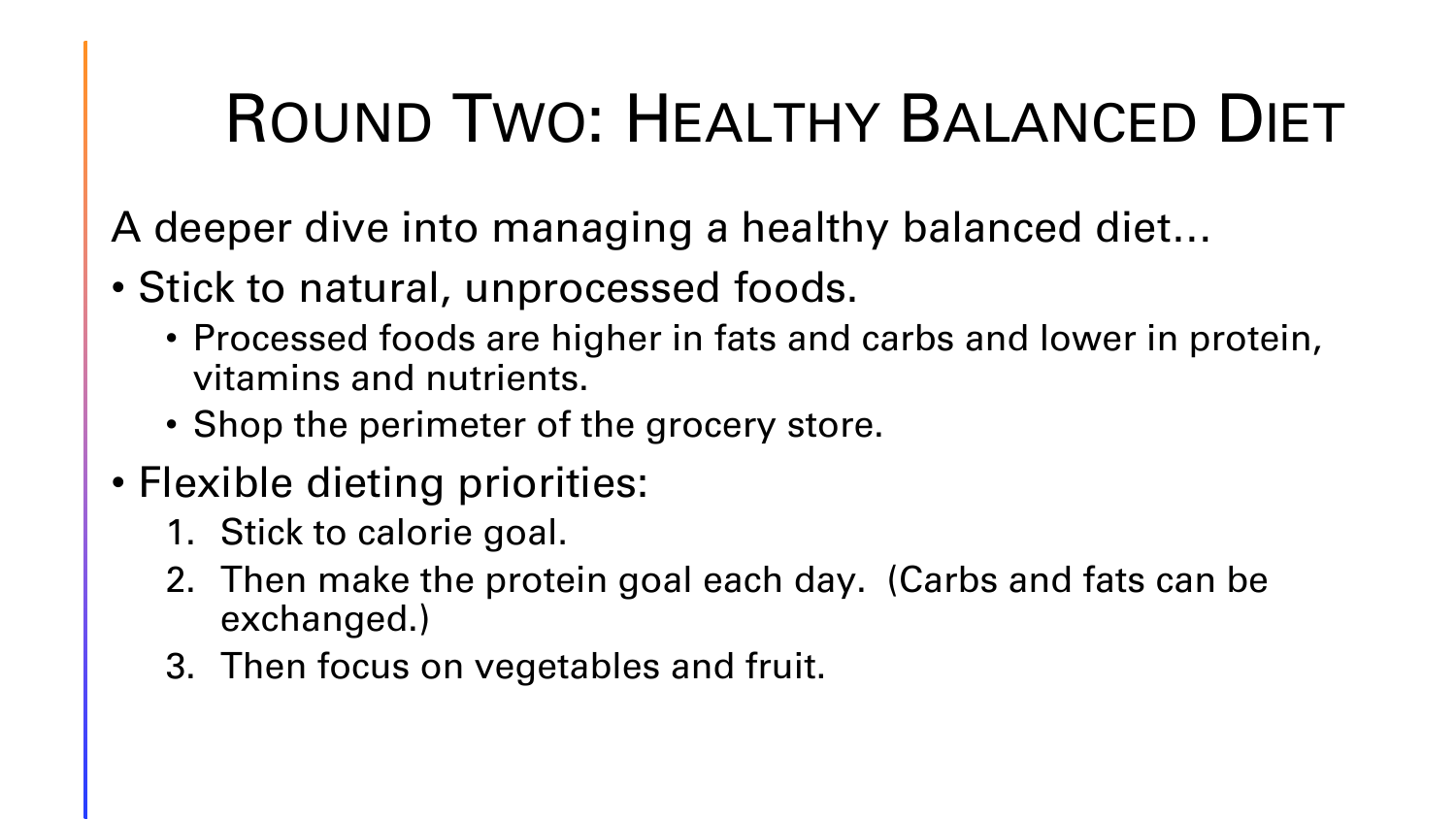# Round Two: Healthy Balanced Diet

A deeper dive into managing a healthy balanced diet…

- Stick to natural, unprocessed foods.
  - Processed foods are higher in fats and carbs and lower in protein, vitamins and nutrients.
  - Shop the perimeter of the grocery store.
- Flexible dieting priorities:
  1. Stick to calorie goal.
  2. Then make the protein goal each day. (Carbs and fats can be exchanged.)
  3. Then focus on vegetables and fruit.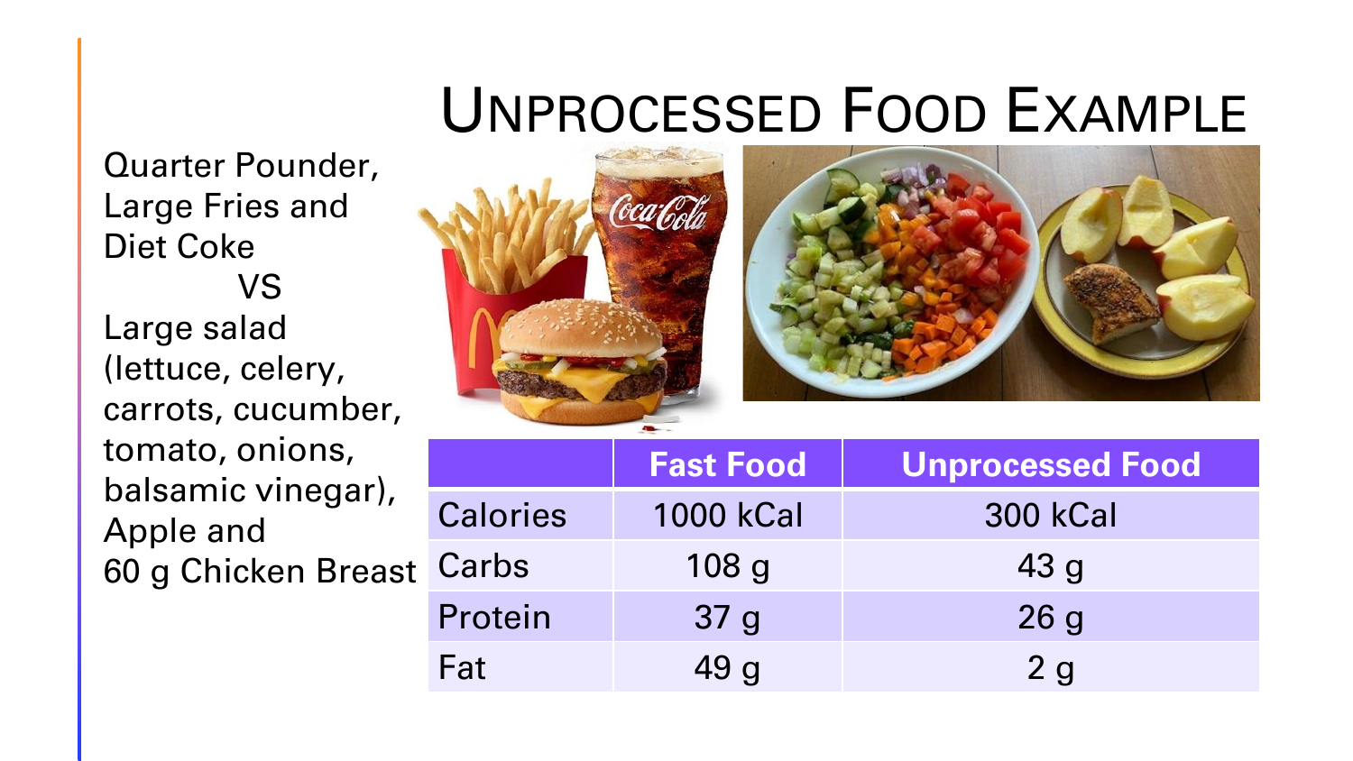# Unprocessed Food Example

Quarter Pounder, Large Fries and Diet Coke

VS

Large salad (lettuce, celery, carrots, cucumber, tomato, onions, balsamic vinegar), Apple and 60 g Chicken Breast

| | Fast Food | Unprocessed Food |
|---|---|---|
| Calories | 1000 kCal | 300 kCal |
| Carbs | 108 g | 43 g |
| Protein | 37 g | 26 g |
| Fat | 49 g | 2 g |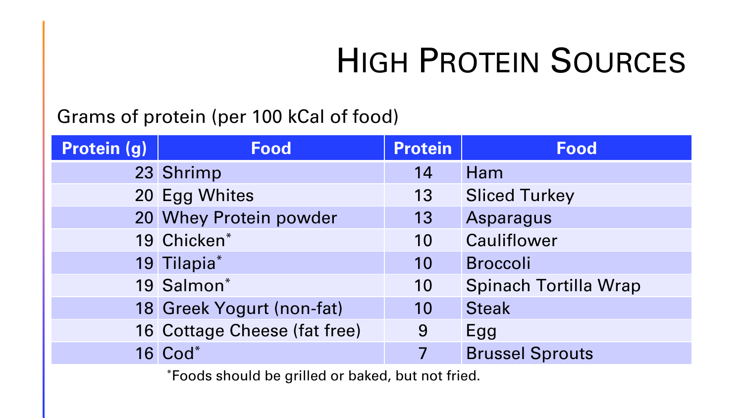# High Protein Sources

Grams of protein (per 100 kCal of food)

| Protein (g) | Food | Protein | Food |
|---|---|---|---|
| 23 | Shrimp | 14 | Ham |
| 20 | Egg Whites | 13 | Sliced Turkey |
| 20 | Whey Protein powder | 13 | Asparagus |
| 19 | Chicken* | 10 | Cauliflower |
| 19 | Tilapia* | 10 | Broccoli |
| 19 | Salmon* | 10 | Spinach Tortilla Wrap |
| 18 | Greek Yogurt (non-fat) | 10 | Steak |
| 16 | Cottage Cheese (fat free) | 9 | Egg |
| 16 | Cod* | 7 | Brussel Sprouts |

*Foods should be grilled or baked, but not fried.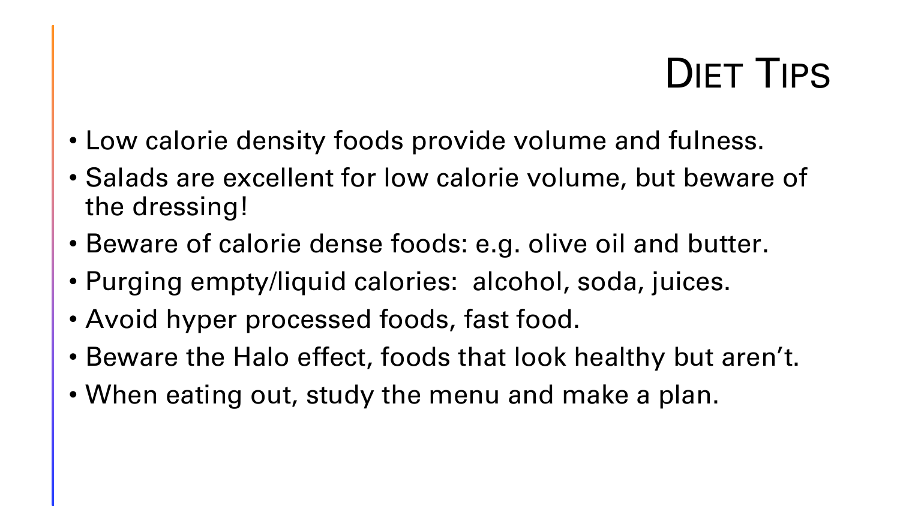# Diet Tips

- Low calorie density foods provide volume and fulness.
- Salads are excellent for low calorie volume, but beware of the dressing!
- Beware of calorie dense foods: e.g. olive oil and butter.
- Purging empty/liquid calories:  alcohol, soda, juices.
- Avoid hyper processed foods, fast food.
- Beware the Halo effect, foods that look healthy but aren't.
- When eating out, study the menu and make a plan.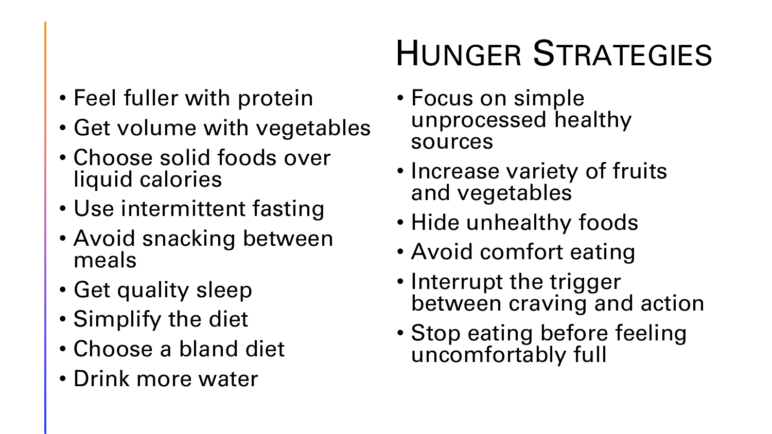# Hunger Strategies

- Feel fuller with protein
- Get volume with vegetables
- Choose solid foods over liquid calories
- Use intermittent fasting
- Avoid snacking between meals
- Get quality sleep
- Simplify the diet
- Choose a bland diet
- Drink more water
- Focus on simple unprocessed healthy sources
- Increase variety of fruits and vegetables
- Hide unhealthy foods
- Avoid comfort eating
- Interrupt the trigger between craving and action
- Stop eating before feeling uncomfortably full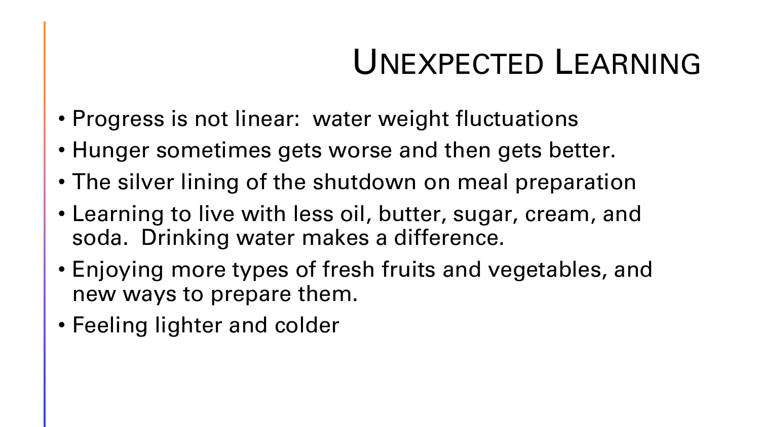# Unexpected Learning

- Progress is not linear:  water weight fluctuations
- Hunger sometimes gets worse and then gets better.
- The silver lining of the shutdown on meal preparation
- Learning to live with less oil, butter, sugar, cream, and soda.  Drinking water makes a difference.
- Enjoying more types of fresh fruits and vegetables, and new ways to prepare them.
- Feeling lighter and colder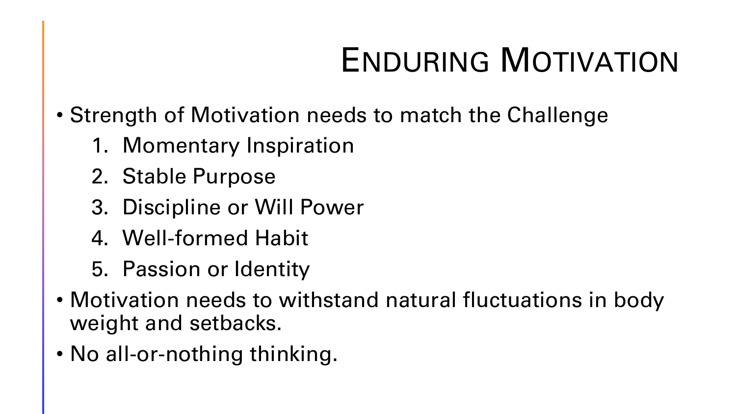# ENDURING MOTIVATION

- Strength of Motivation needs to match the Challenge
    1. Momentary Inspiration
    2. Stable Purpose
    3. Discipline or Will Power
    4. Well-formed Habit
    5. Passion or Identity
- Motivation needs to withstand natural fluctuations in body weight and setbacks.
- No all-or-nothing thinking.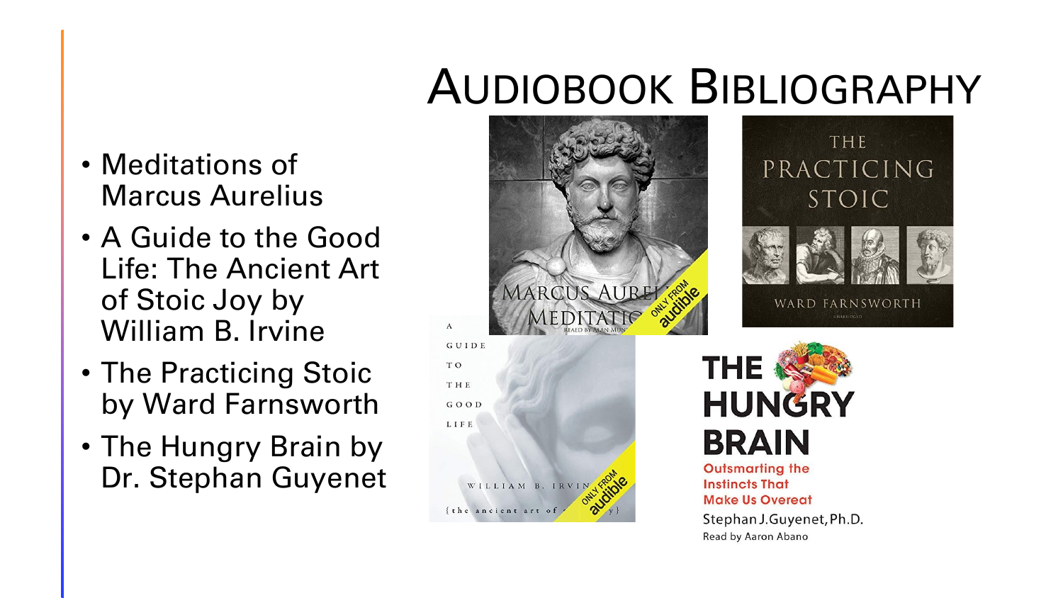# Audiobook Bibliography

- Meditations of Marcus Aurelius
- A Guide to the Good Life: The Ancient Art of Stoic Joy by William B. Irvine
- The Practicing Stoic by Ward Farnsworth
- The Hungry Brain by Dr. Stephan Guyenet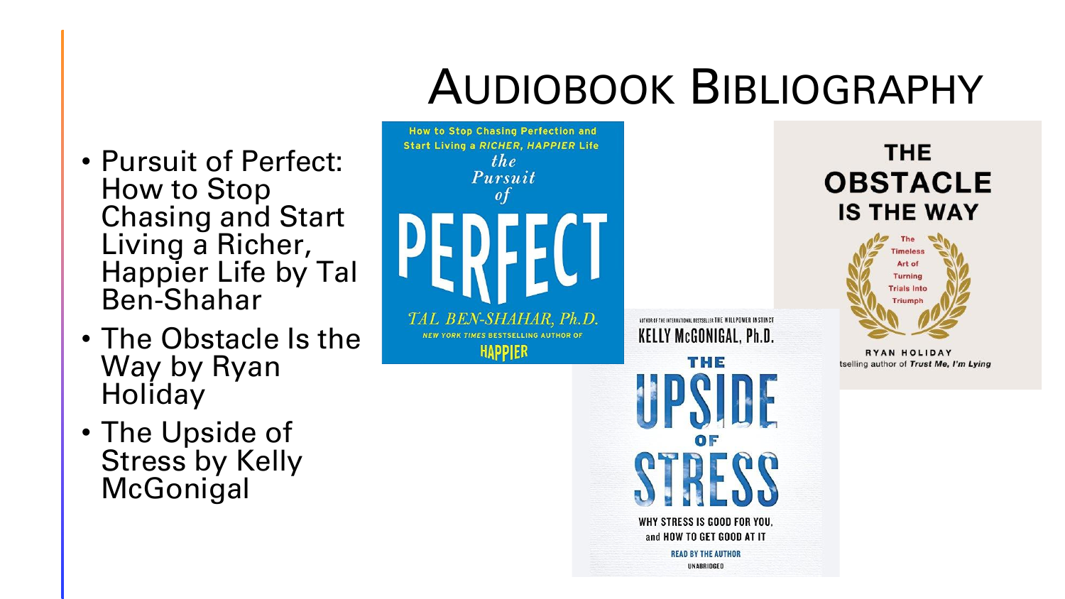# Audiobook Bibliography

- Pursuit of Perfect: How to Stop Chasing and Start Living a Richer, Happier Life by Tal Ben-Shahar
- The Obstacle Is the Way by Ryan Holiday
- The Upside of Stress by Kelly McGonigal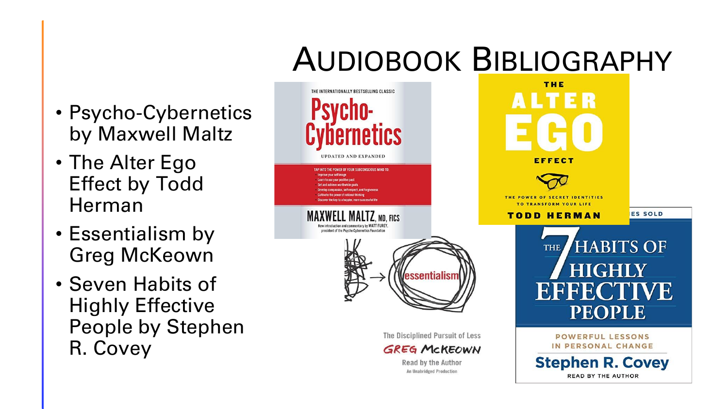# Audiobook Bibliography

- Psycho-Cybernetics by Maxwell Maltz
- The Alter Ego Effect by Todd Herman
- Essentialism by Greg McKeown
- Seven Habits of Highly Effective People by Stephen R. Covey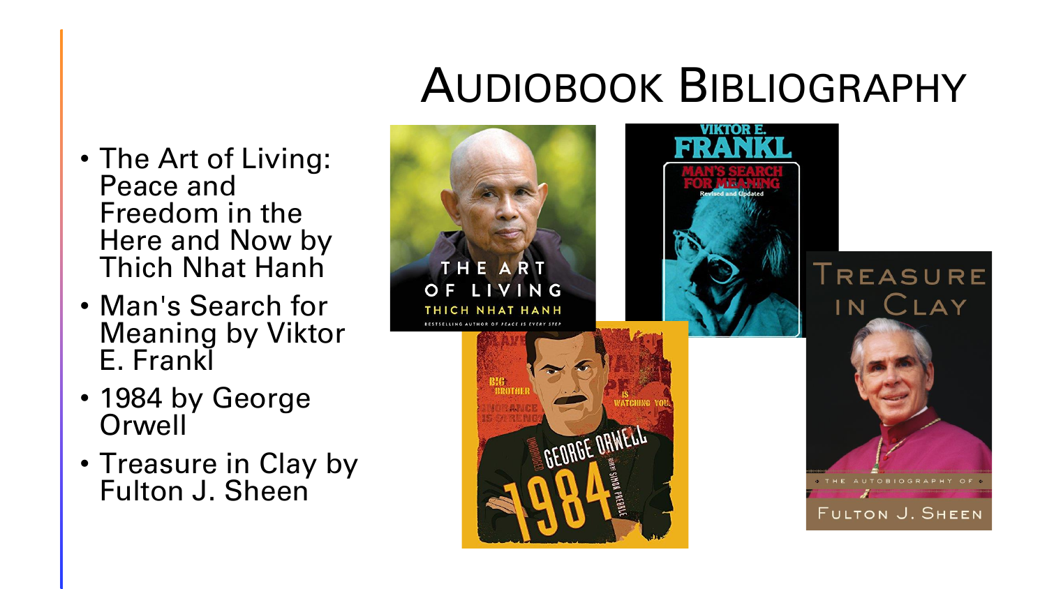# Audiobook Bibliography

- The Art of Living: Peace and Freedom in the Here and Now by Thich Nhat Hanh
- Man's Search for Meaning by Viktor E. Frankl
- 1984 by George Orwell
- Treasure in Clay by Fulton J. Sheen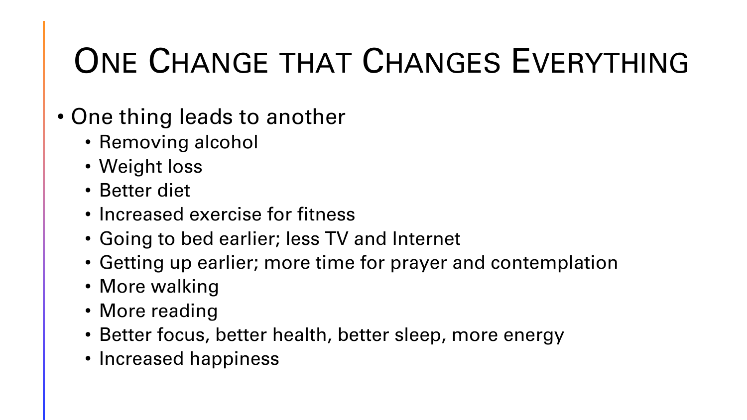# One Change that Changes Everything

- One thing leads to another
  - Removing alcohol
  - Weight loss
  - Better diet
  - Increased exercise for fitness
  - Going to bed earlier; less TV and Internet
  - Getting up earlier; more time for prayer and contemplation
  - More walking
  - More reading
  - Better focus, better health, better sleep, more energy
  - Increased happiness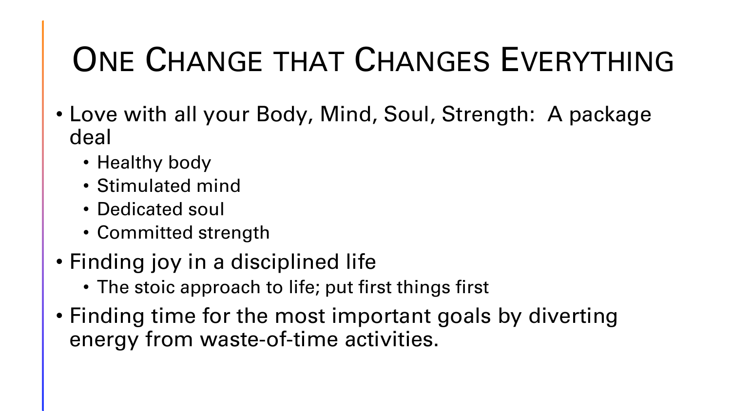# One Change that Changes Everything

- Love with all your Body, Mind, Soul, Strength: A package deal
  - Healthy body
  - Stimulated mind
  - Dedicated soul
  - Committed strength
- Finding joy in a disciplined life
  - The stoic approach to life; put first things first
- Finding time for the most important goals by diverting energy from waste-of-time activities.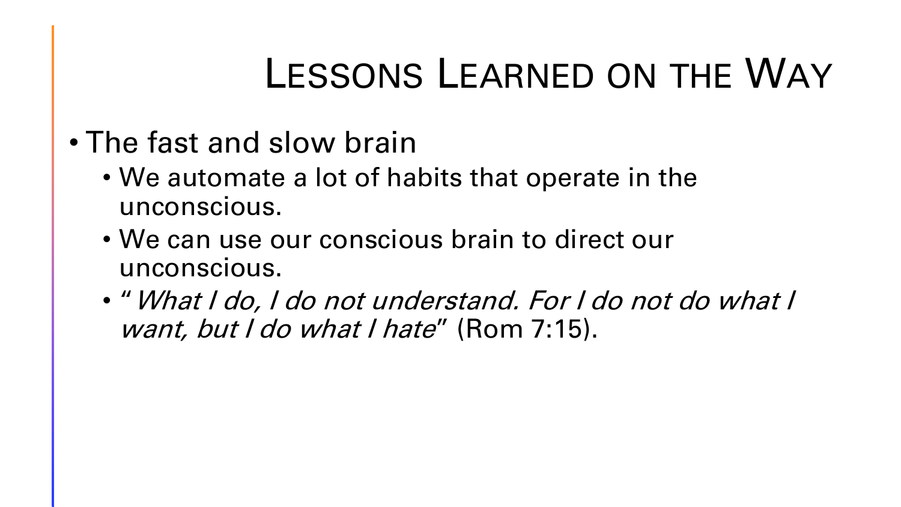# Lessons Learned on the Way

- The fast and slow brain
  - We automate a lot of habits that operate in the unconscious.
  - We can use our conscious brain to direct our unconscious.
  - "*What I do, I do not understand. For I do not do what I want, but I do what I hate*" (Rom 7:15).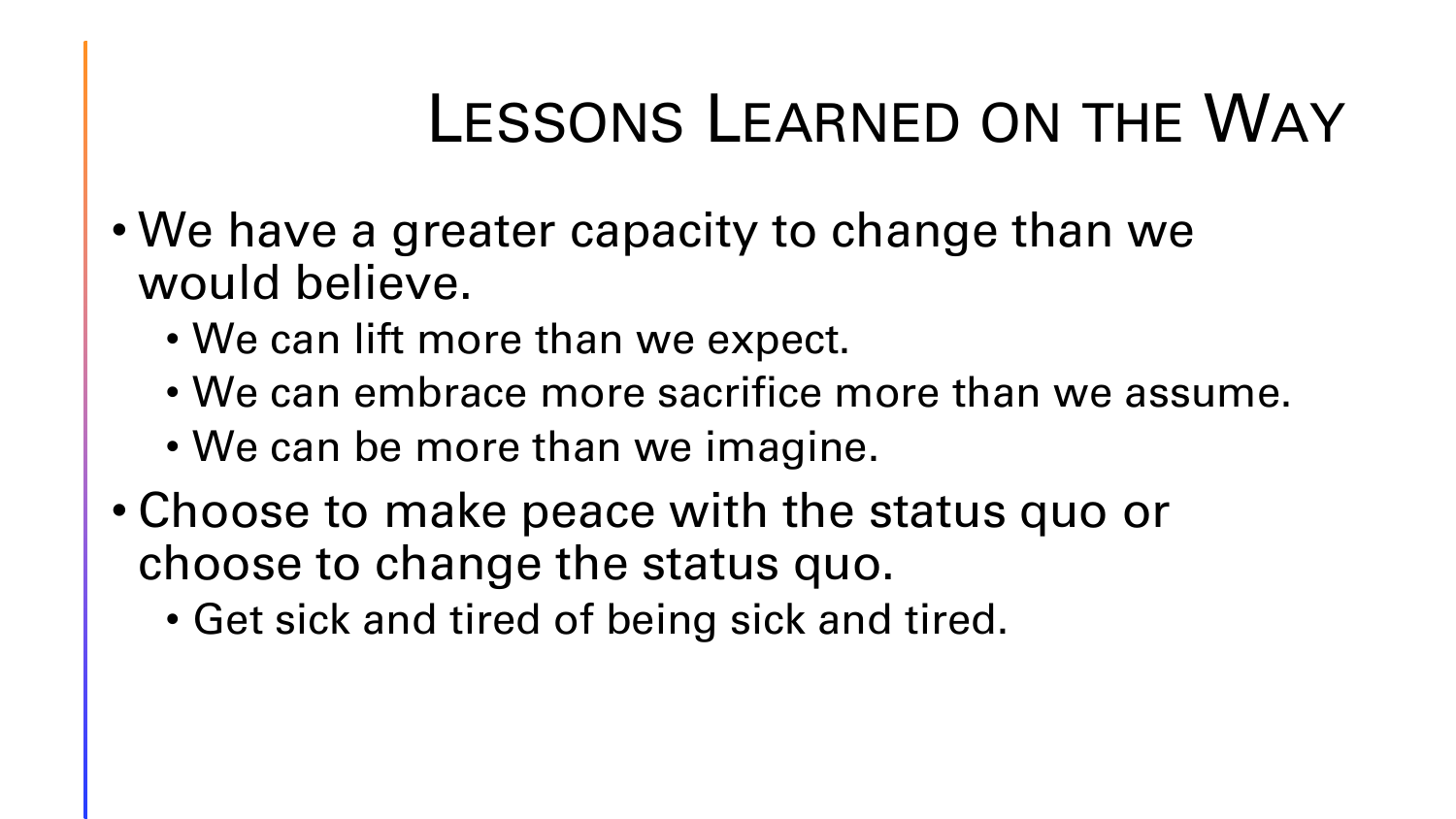# Lessons Learned on the Way

- We have a greater capacity to change than we would believe.
  - We can lift more than we expect.
  - We can embrace more sacrifice more than we assume.
  - We can be more than we imagine.
- Choose to make peace with the status quo or choose to change the status quo.
  - Get sick and tired of being sick and tired.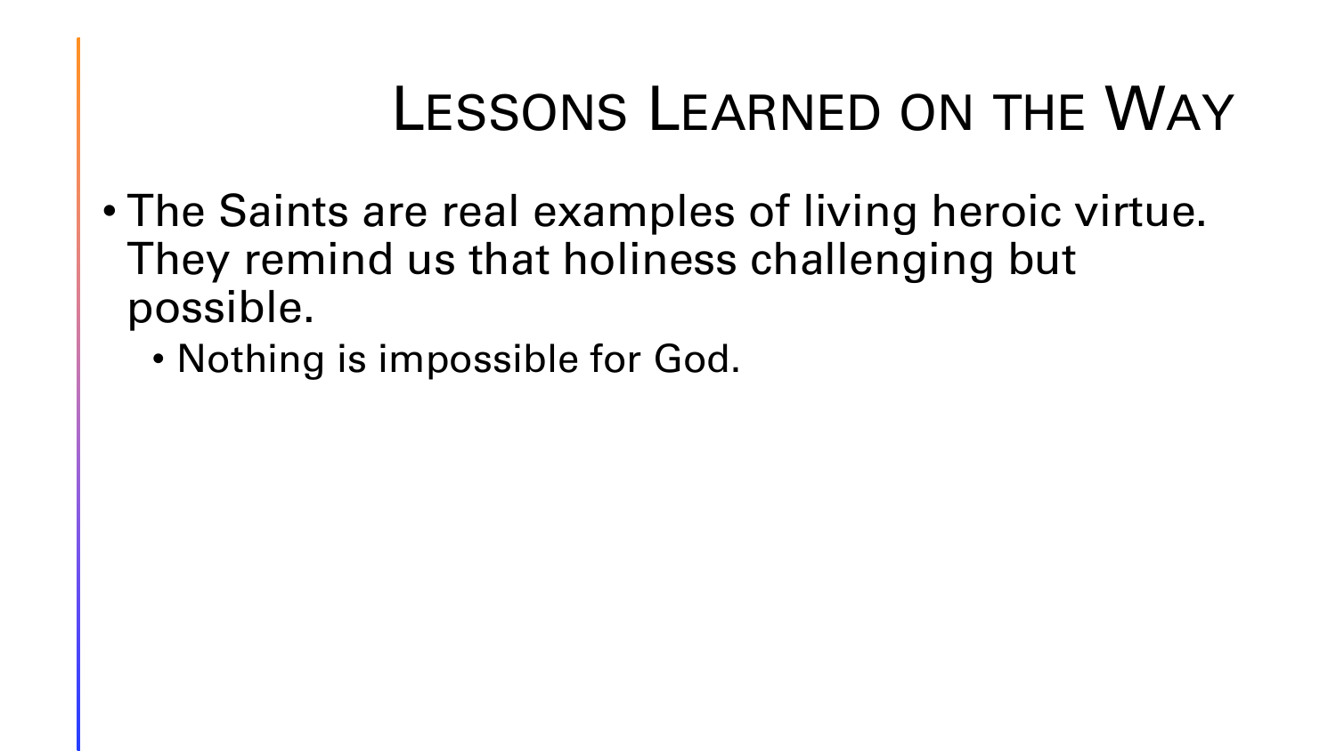# Lessons Learned on the Way

- The Saints are real examples of living heroic virtue. They remind us that holiness challenging but possible.
  - Nothing is impossible for God.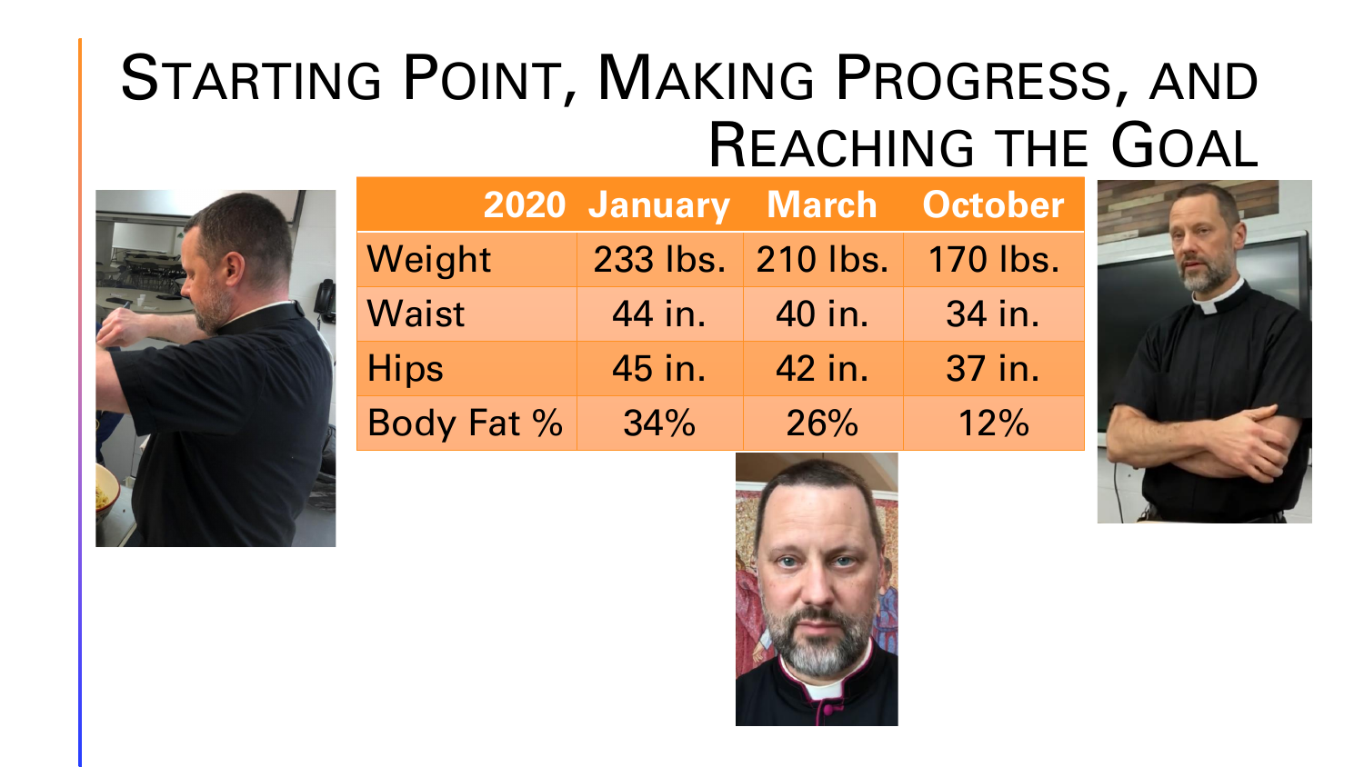# Starting Point, Making Progress, and Reaching the Goal

| 2020 | January | March | October |
|---|---|---|---|
| Weight | 233 lbs. | 210 lbs. | 170 lbs. |
| Waist | 44 in. | 40 in. | 34 in. |
| Hips | 45 in. | 42 in. | 37 in. |
| Body Fat % | 34% | 26% | 12% |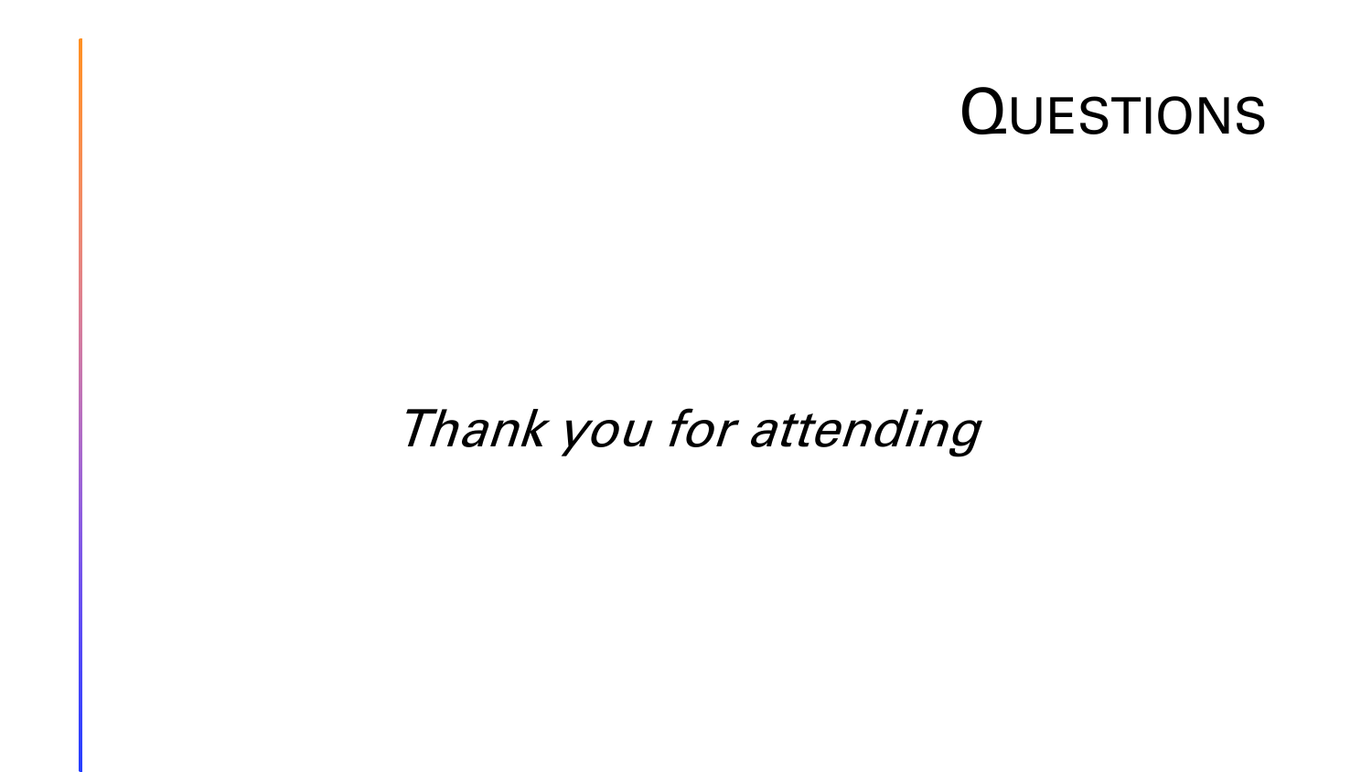# Questions

*Thank you for attending*